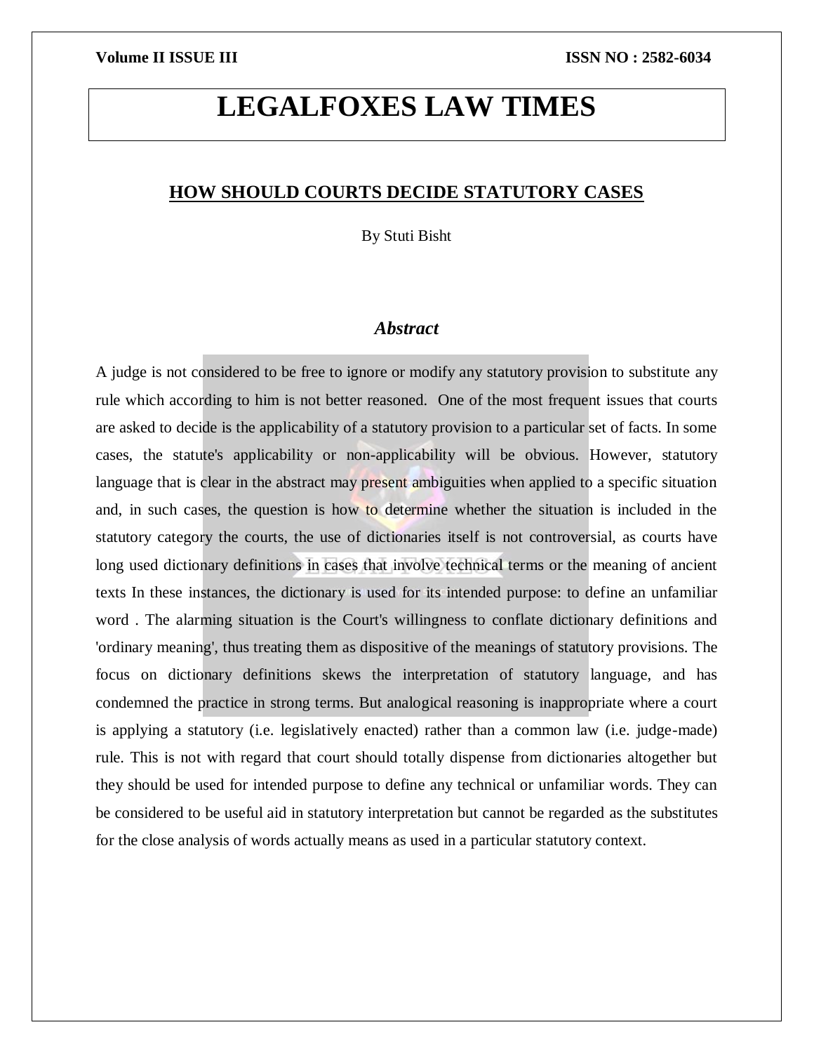# LEGALFOXES LAW TIMES

## HOW SHOULD COURTS DECIDE STATUTORY CASES

By Stuti Bisht

### *Abstract*

A judge is not considered to be free to ignore or modify any statutory provision to substitute any rule which according to him is not better reasoned. One of the most frequent issues that courts are asked to decide is the applicability of a statutory provision to a particular set of facts. In some cases, the statute's applicability or non-applicability will be obvious. However, statutory language that is clear in the abstract may present ambiguities when applied to a specific situation and, in such cases, the question is how to determine whether the situation is included in the statutory category the courts, the use of dictionaries itself is not controversial, as courts have long used dictionary definitions in cases that involve technical terms or the meaning of ancient texts In these instances, the dictionary is used for its intended purpose: to define an unfamiliar word . The alarming situation is the Court's willingness to conflate dictionary definitions and 'ordinary meaning', thus treating them as dispositive of the meanings of statutory provisions. The focus on dictionary definitions skews the interpretation of statutory language, and has condemned the practice in strong terms. But analogical reasoning is inappropriate where a court is applying a statutory (i.e. legislatively enacted) rather than a common law (i.e. judge-made) rule. This is not with regard that court should totally dispense from dictionaries altogether but they should be used for intended purpose to define any technical or unfamiliar words. They can be considered to be useful aid in statutory interpretation but cannot be regarded as the substitutes for the close analysis of words actually means as used in a particular statutory context.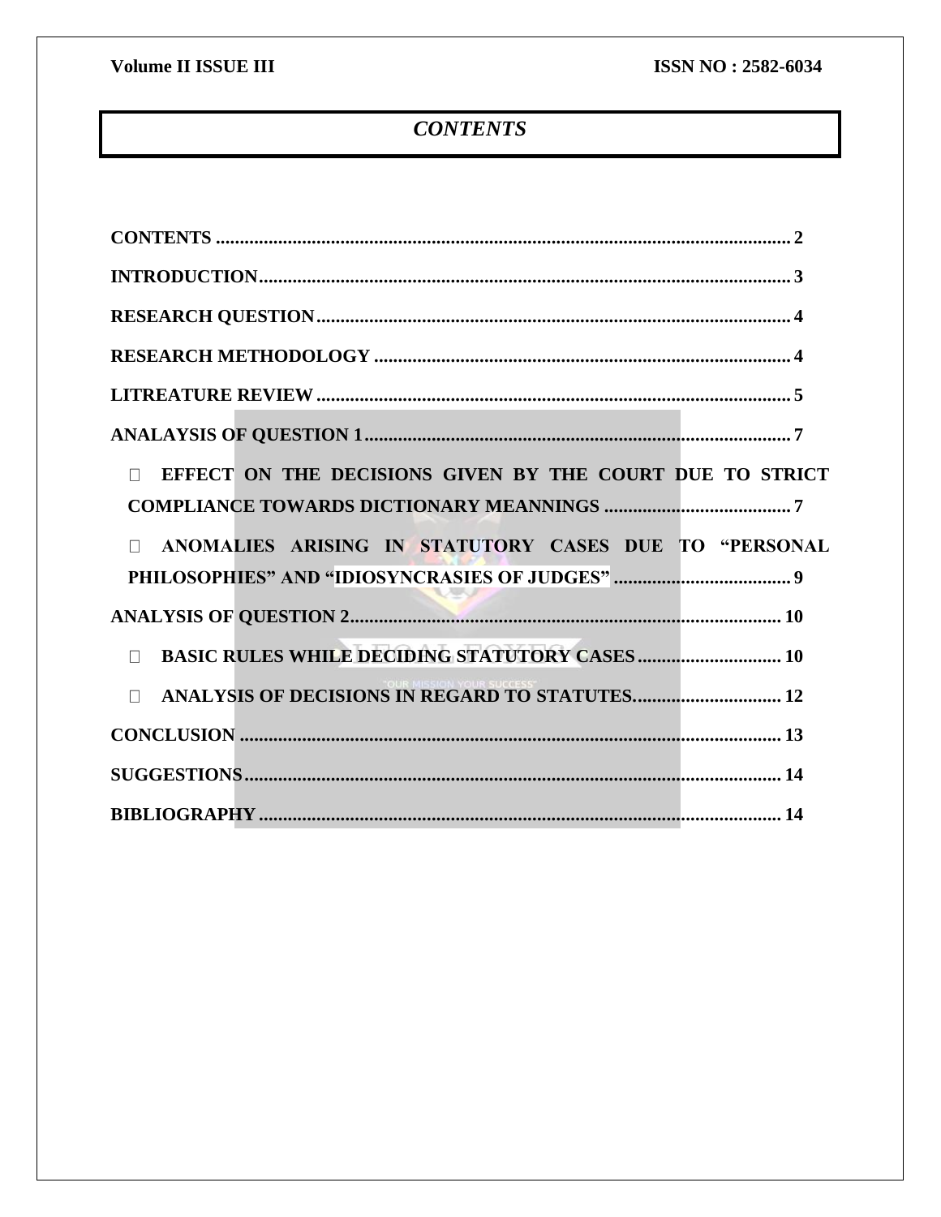# *CONTENTS*

**CONTENTS** .......................................................................................................... 2

**INTRODUCTION**.................................................................................................. 3

**RESEARCH QUESTION**...................................................................................... 4

**RESEARCH METHODOLOGY** .......................................................................... 4

**LITREATURE REVIEW** ...................................................................................... 5

**ANALAYSIS OF QUESTION 1**............................................................................ 7

- **EFFECT ON THE DECISIONS GIVEN BY THE COURT DUE TO STRICT COMPLIANCE TOWARDS DICTIONARY MEANNINGS** ....................................... 7
- **ANOMALIES ARISING IN STATUTORY CASES DUE TO "PERSONAL PHILOSOPHIES" AND "IDIOSYNCRASIES OF JUDGES"** ..................................... 9

**ANALYSIS OF QUESTION 2**.............................................................................. 10

- **BASIC RULES WHILE DECIDING STATUTORY CASES** ............................. 10
- **ANALYSIS OF DECISIONS IN REGARD TO STATUTES**............................... 12

**CONCLUSION** .................................................................................................... 13

**SUGGESTIONS**.................................................................................................... 14

**BIBLIOGRAPHY** ................................................................................................ 14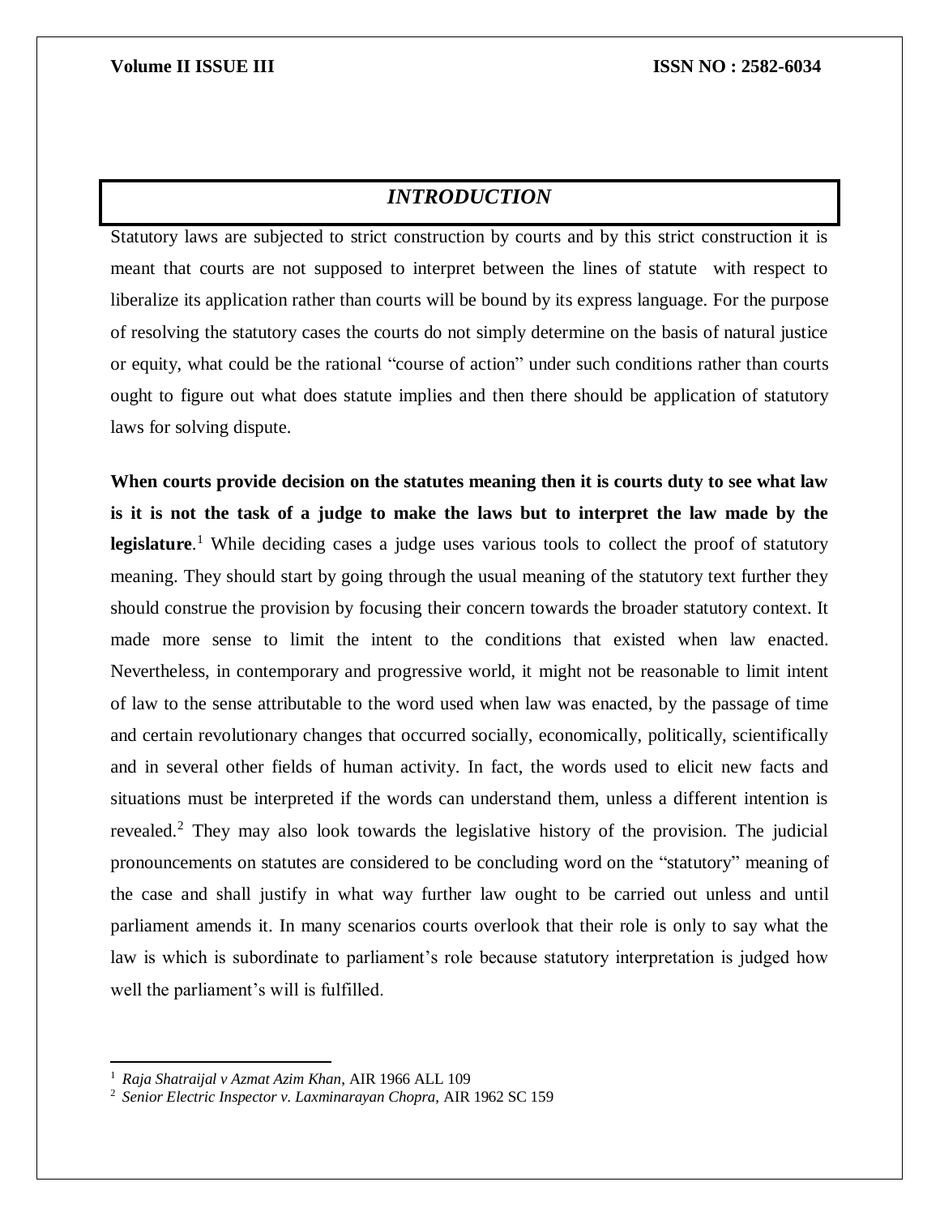# *INTRODUCTION*

Statutory laws are subjected to strict construction by courts and by this strict construction it is meant that courts are not supposed to interpret between the lines of statute with respect to liberalize its application rather than courts will be bound by its express language. For the purpose of resolving the statutory cases the courts do not simply determine on the basis of natural justice or equity, what could be the rational "course of action" under such conditions rather than courts ought to figure out what does statute implies and then there should be application of statutory laws for solving dispute.

**When courts provide decision on the statutes meaning then it is courts duty to see what law is it is not the task of a judge to make the laws but to interpret the law made by the legislature**.[1] While deciding cases a judge uses various tools to collect the proof of statutory meaning. They should start by going through the usual meaning of the statutory text further they should construe the provision by focusing their concern towards the broader statutory context. It made more sense to limit the intent to the conditions that existed when law enacted. Nevertheless, in contemporary and progressive world, it might not be reasonable to limit intent of law to the sense attributable to the word used when law was enacted, by the passage of time and certain revolutionary changes that occurred socially, economically, politically, scientifically and in several other fields of human activity. In fact, the words used to elicit new facts and situations must be interpreted if the words can understand them, unless a different intention is revealed.[2] They may also look towards the legislative history of the provision. The judicial pronouncements on statutes are considered to be concluding word on the "statutory" meaning of the case and shall justify in what way further law ought to be carried out unless and until parliament amends it. In many scenarios courts overlook that their role is only to say what the law is which is subordinate to parliament's role because statutory interpretation is judged how well the parliament's will is fulfilled.

---

[1] *Raja Shatraijal v Azmat Azim Khan*, AIR 1966 ALL 109

[2] *Senior Electric Inspector v. Laxminarayan Chopra*, AIR 1962 SC 159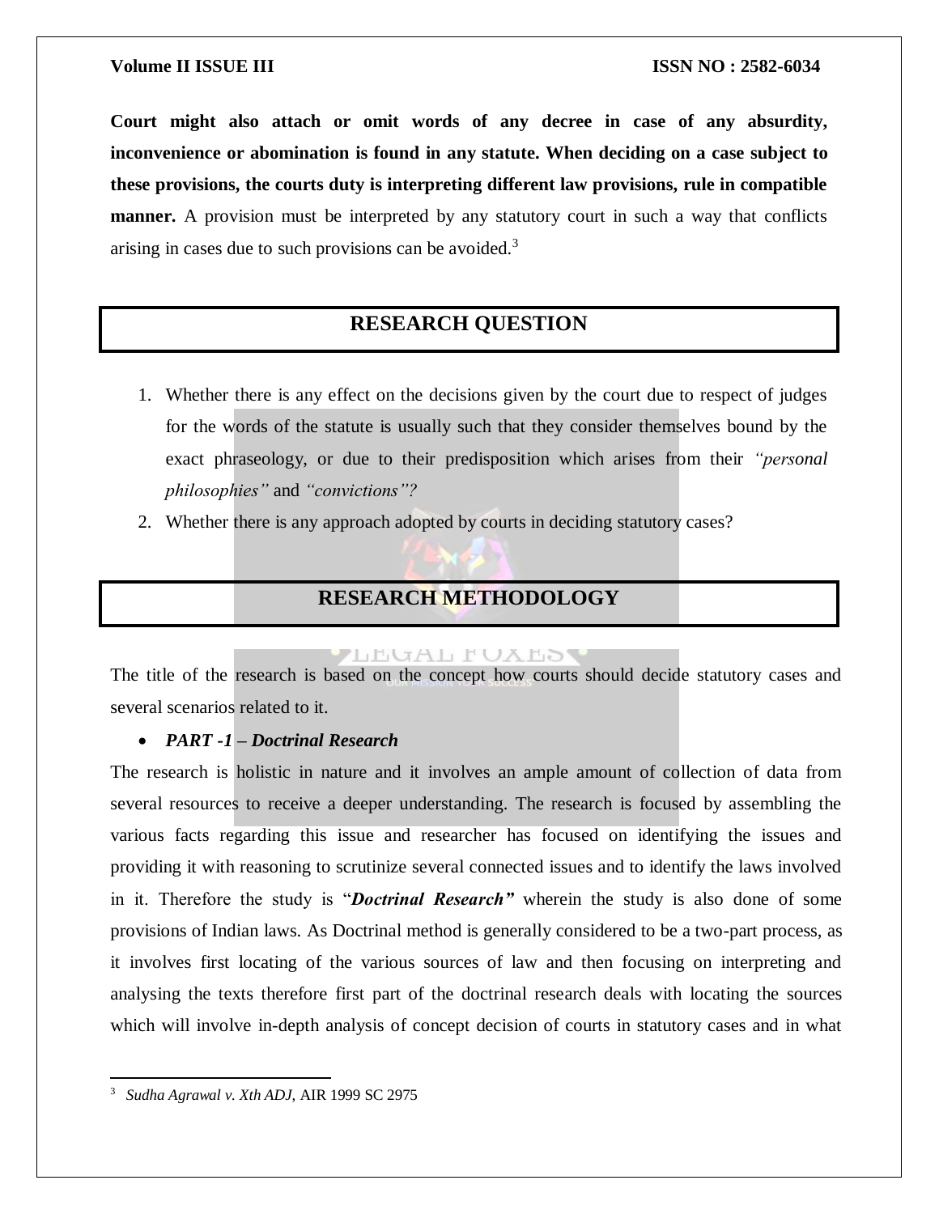**Court might also attach or omit words of any decree in case of any absurdity, inconvenience or abomination is found in any statute. When deciding on a case subject to these provisions, the courts duty is interpreting different law provisions, rule in compatible manner.** A provision must be interpreted by any statutory court in such a way that conflicts arising in cases due to such provisions can be avoided.[3]

## RESEARCH QUESTION

1. Whether there is any effect on the decisions given by the court due to respect of judges for the words of the statute is usually such that they consider themselves bound by the exact phraseology, or due to their predisposition which arises from their *"personal philosophies"* and *"convictions"?*
2. Whether there is any approach adopted by courts in deciding statutory cases?

## RESEARCH METHODOLOGY

The title of the research is based on the concept how courts should decide statutory cases and several scenarios related to it.

- ***PART -1 – Doctrinal Research***

The research is holistic in nature and it involves an ample amount of collection of data from several resources to receive a deeper understanding. The research is focused by assembling the various facts regarding this issue and researcher has focused on identifying the issues and providing it with reasoning to scrutinize several connected issues and to identify the laws involved in it. Therefore the study is "***Doctrinal Research"*** wherein the study is also done of some provisions of Indian laws. As Doctrinal method is generally considered to be a two-part process, as it involves first locating of the various sources of law and then focusing on interpreting and analysing the texts therefore first part of the doctrinal research deals with locating the sources which will involve in-depth analysis of concept decision of courts in statutory cases and in what

---

[3] *Sudha Agrawal v. Xth ADJ*, AIR 1999 SC 2975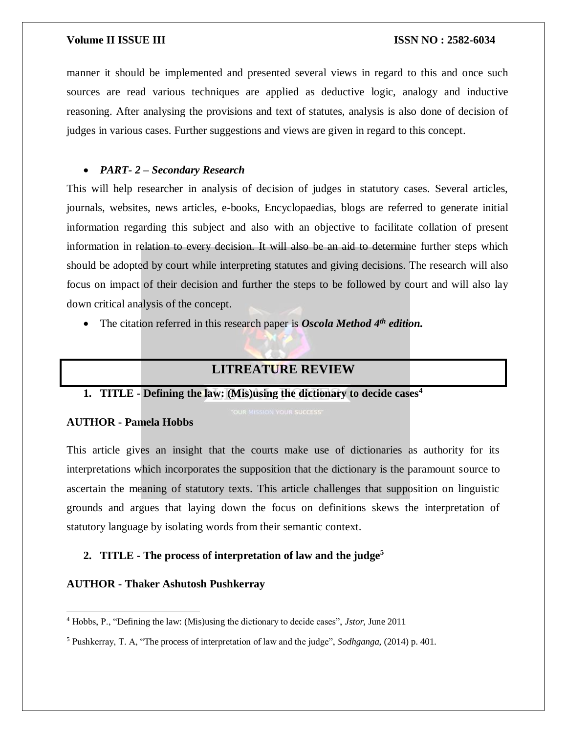manner it should be implemented and presented several views in regard to this and once such sources are read various techniques are applied as deductive logic, analogy and inductive reasoning. After analysing the provisions and text of statutes, analysis is also done of decision of judges in various cases. Further suggestions and views are given in regard to this concept.

- ***PART- 2 – Secondary Research***

This will help researcher in analysis of decision of judges in statutory cases. Several articles, journals, websites, news articles, e-books, Encyclopaedias, blogs are referred to generate initial information regarding this subject and also with an objective to facilitate collation of present information in relation to every decision. It will also be an aid to determine further steps which should be adopted by court while interpreting statutes and giving decisions. The research will also focus on impact of their decision and further the steps to be followed by court and will also lay down critical analysis of the concept.

- The citation referred in this research paper is ***Oscola Method 4th edition.***

## LITREATURE REVIEW

**1. TITLE - Defining the law: (Mis)using the dictionary to decide cases[4]**

**AUTHOR - Pamela Hobbs**

This article gives an insight that the courts make use of dictionaries as authority for its interpretations which incorporates the supposition that the dictionary is the paramount source to ascertain the meaning of statutory texts. This article challenges that supposition on linguistic grounds and argues that laying down the focus on definitions skews the interpretation of statutory language by isolating words from their semantic context.

**2. TITLE - The process of interpretation of law and the judge[5]**

**AUTHOR - Thaker Ashutosh Pushkerray**

---

[4] Hobbs, P., "Defining the law: (Mis)using the dictionary to decide cases", *Jstor,* June 2011

[5] Pushkerray, T. A, "The process of interpretation of law and the judge", *Sodhganga*, (2014) p. 401.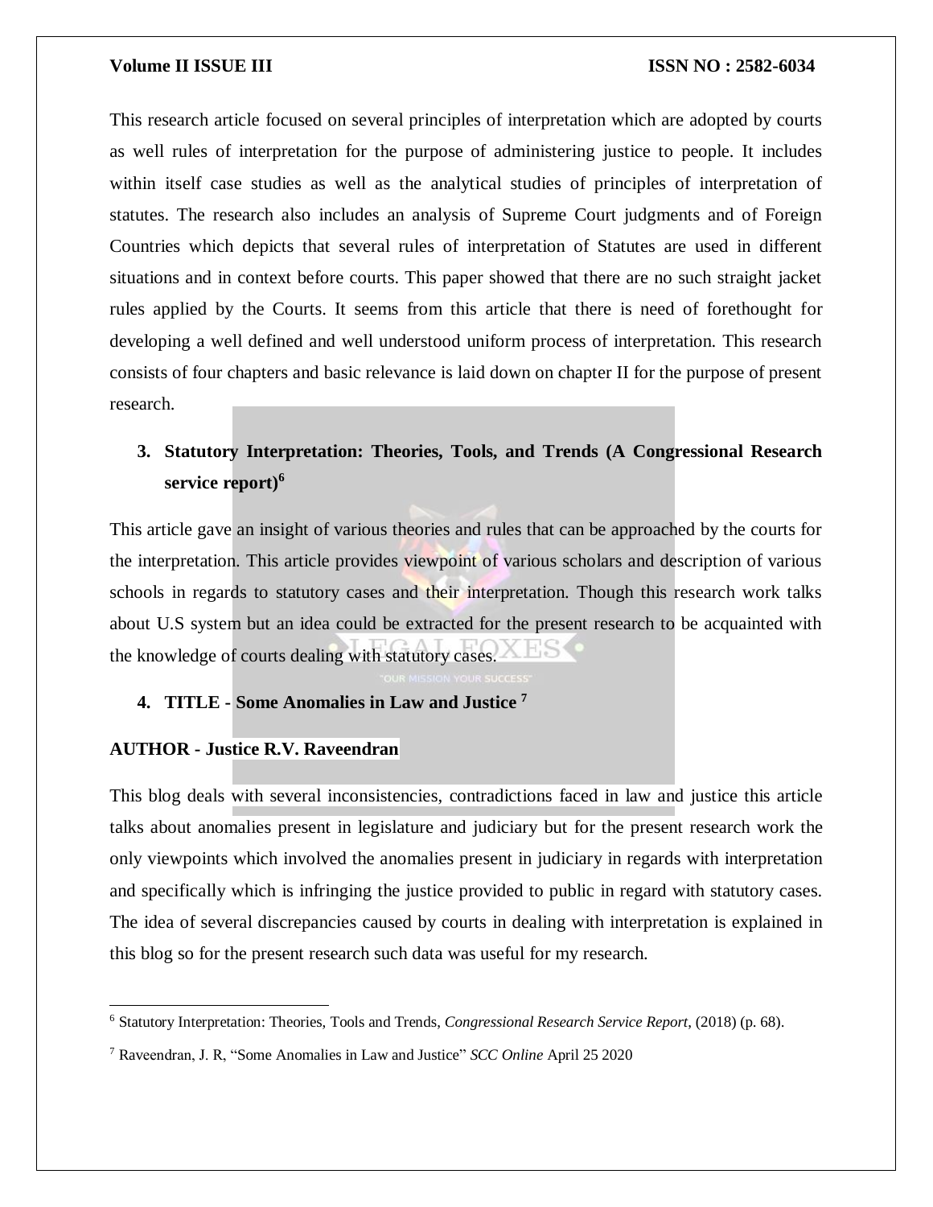This research article focused on several principles of interpretation which are adopted by courts as well rules of interpretation for the purpose of administering justice to people. It includes within itself case studies as well as the analytical studies of principles of interpretation of statutes. The research also includes an analysis of Supreme Court judgments and of Foreign Countries which depicts that several rules of interpretation of Statutes are used in different situations and in context before courts. This paper showed that there are no such straight jacket rules applied by the Courts. It seems from this article that there is need of forethought for developing a well defined and well understood uniform process of interpretation. This research consists of four chapters and basic relevance is laid down on chapter II for the purpose of present research.

**3. Statutory Interpretation: Theories, Tools, and Trends (A Congressional Research service report)[6]**

This article gave an insight of various theories and rules that can be approached by the courts for the interpretation. This article provides viewpoint of various scholars and description of various schools in regards to statutory cases and their interpretation. Though this research work talks about U.S system but an idea could be extracted for the present research to be acquainted with the knowledge of courts dealing with statutory cases.

**4. TITLE - Some Anomalies in Law and Justice [7]**

**AUTHOR - Justice R.V. Raveendran**

This blog deals with several inconsistencies, contradictions faced in law and justice this article talks about anomalies present in legislature and judiciary but for the present research work the only viewpoints which involved the anomalies present in judiciary in regards with interpretation and specifically which is infringing the justice provided to public in regard with statutory cases. The idea of several discrepancies caused by courts in dealing with interpretation is explained in this blog so for the present research such data was useful for my research.

---

[6] Statutory Interpretation: Theories, Tools and Trends, *Congressional Research Service Report*, (2018) (p. 68).

[7] Raveendran, J. R, "Some Anomalies in Law and Justice" *SCC Online* April 25 2020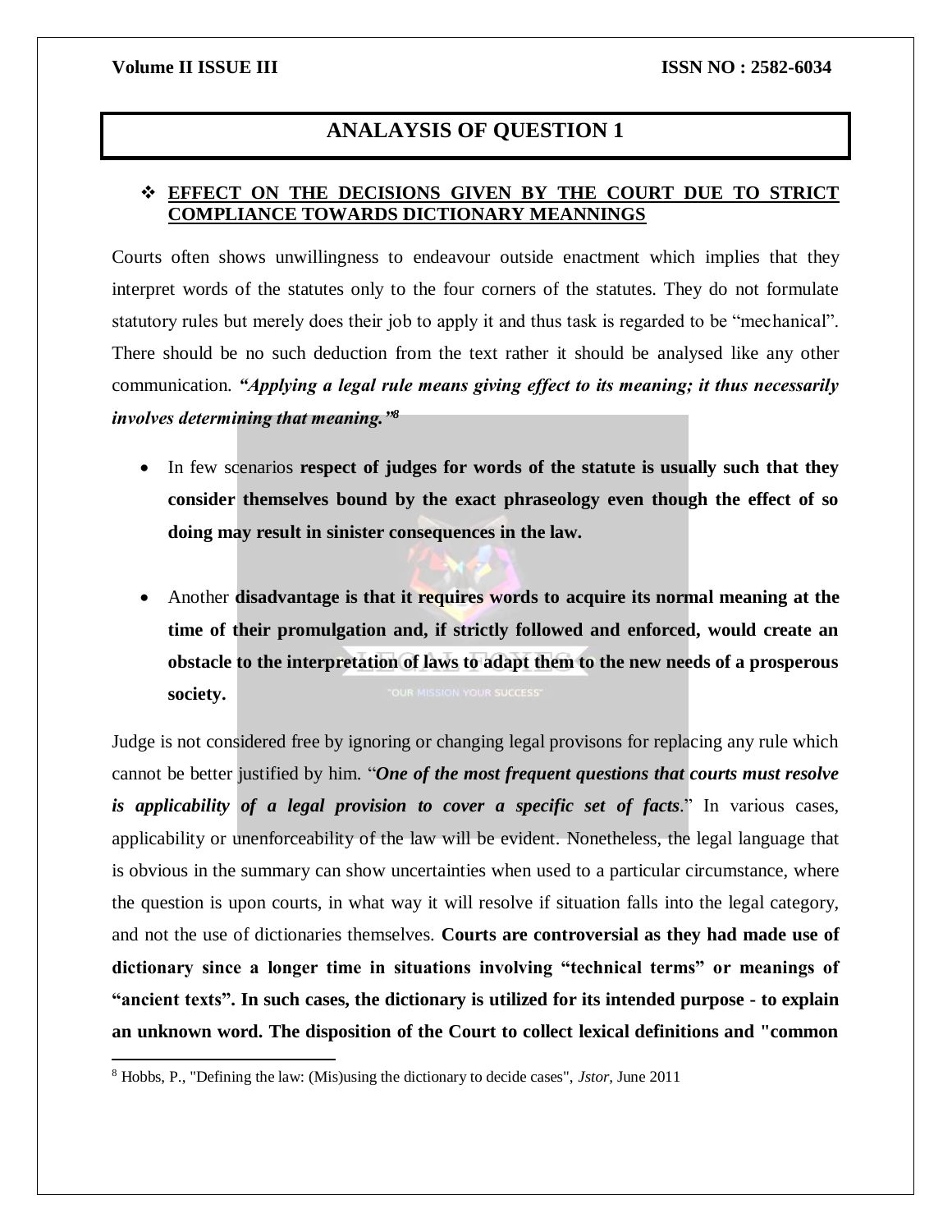# ANALAYSIS OF QUESTION 1

❖ **EFFECT ON THE DECISIONS GIVEN BY THE COURT DUE TO STRICT COMPLIANCE TOWARDS DICTIONARY MEANNINGS**

Courts often shows unwillingness to endeavour outside enactment which implies that they interpret words of the statutes only to the four corners of the statutes. They do not formulate statutory rules but merely does their job to apply it and thus task is regarded to be "mechanical". There should be no such deduction from the text rather it should be analysed like any other communication. ***"Applying a legal rule means giving effect to its meaning; it thus necessarily involves determining that meaning."***[8]

- In few scenarios **respect of judges for words of the statute is usually such that they consider themselves bound by the exact phraseology even though the effect of so doing may result in sinister consequences in the law.**

- Another **disadvantage is that it requires words to acquire its normal meaning at the time of their promulgation and, if strictly followed and enforced, would create an obstacle to the interpretation of laws to adapt them to the new needs of a prosperous society.**

Judge is not considered free by ignoring or changing legal provisons for replacing any rule which cannot be better justified by him. "***One of the most frequent questions that courts must resolve is applicability of a legal provision to cover a specific set of facts***." In various cases, applicability or unenforceability of the law will be evident. Nonetheless, the legal language that is obvious in the summary can show uncertainties when used to a particular circumstance, where the question is upon courts, in what way it will resolve if situation falls into the legal category, and not the use of dictionaries themselves. **Courts are controversial as they had made use of dictionary since a longer time in situations involving "technical terms" or meanings of "ancient texts". In such cases, the dictionary is utilized for its intended purpose - to explain an unknown word. The disposition of the Court to collect lexical definitions and "common**

[8] Hobbs, P., "Defining the law: (Mis)using the dictionary to decide cases", *Jstor*, June 2011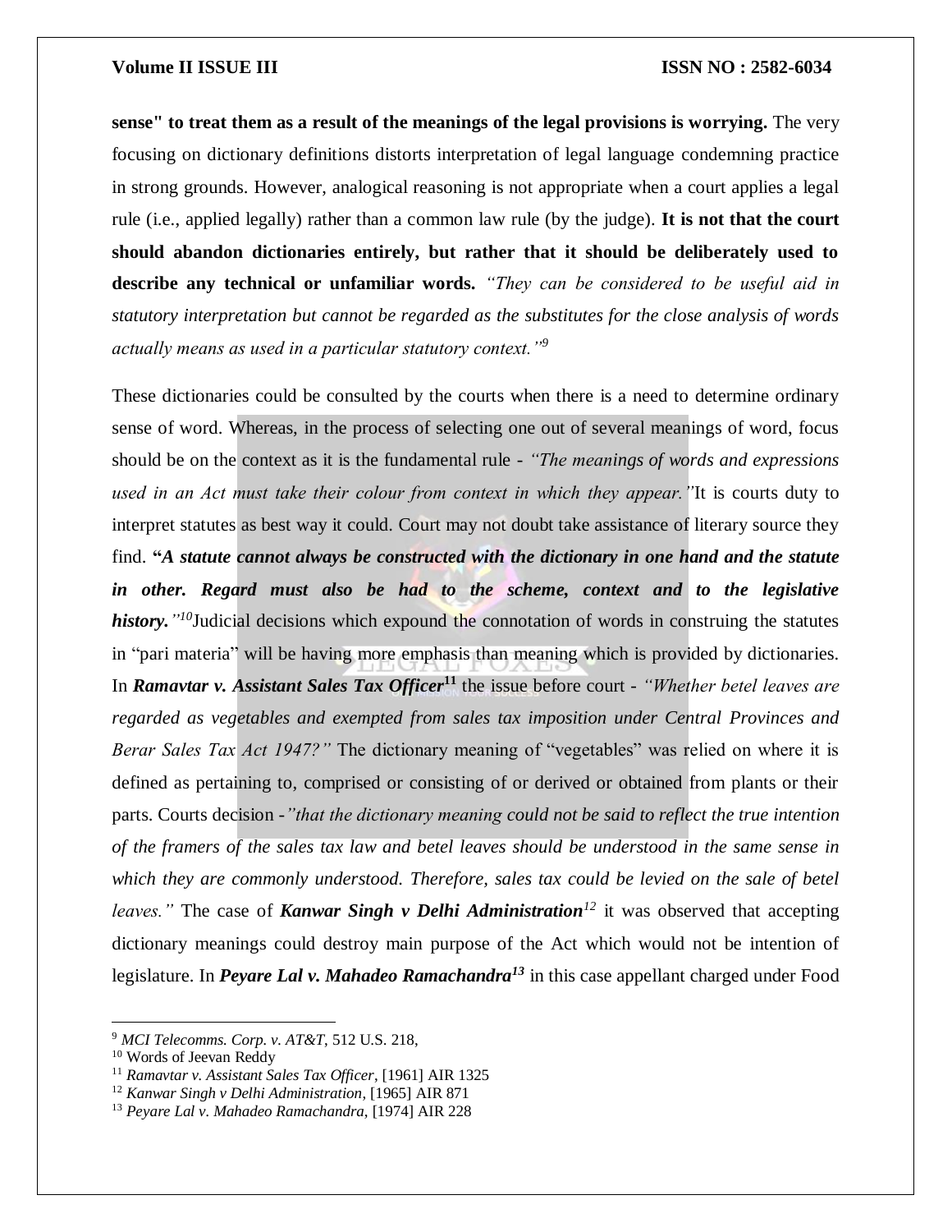**sense" to treat them as a result of the meanings of the legal provisions is worrying.** The very focusing on dictionary definitions distorts interpretation of legal language condemning practice in strong grounds. However, analogical reasoning is not appropriate when a court applies a legal rule (i.e., applied legally) rather than a common law rule (by the judge). **It is not that the court should abandon dictionaries entirely, but rather that it should be deliberately used to describe any technical or unfamiliar words.** *"They can be considered to be useful aid in statutory interpretation but cannot be regarded as the substitutes for the close analysis of words actually means as used in a particular statutory context."*[9]

These dictionaries could be consulted by the courts when there is a need to determine ordinary sense of word. Whereas, in the process of selecting one out of several meanings of word, focus should be on the context as it is the fundamental rule - *"The meanings of words and expressions used in an Act must take their colour from context in which they appear."*It is courts duty to interpret statutes as best way it could. Court may not doubt take assistance of literary source they find. **"*A statute cannot always be constructed with the dictionary in one hand and the statute in other. Regard must also be had to the scheme, context and to the legislative history.*"**[10]Judicial decisions which expound the connotation of words in construing the statutes in "pari materia" will be having more emphasis than meaning which is provided by dictionaries. In ***Ramavtar v. Assistant Sales Tax Officer***[11] the issue before court - *"Whether betel leaves are regarded as vegetables and exempted from sales tax imposition under Central Provinces and Berar Sales Tax Act 1947?"* The dictionary meaning of "vegetables" was relied on where it is defined as pertaining to, comprised or consisting of or derived or obtained from plants or their parts. Courts decision -*"that the dictionary meaning could not be said to reflect the true intention of the framers of the sales tax law and betel leaves should be understood in the same sense in which they are commonly understood. Therefore, sales tax could be levied on the sale of betel leaves."* The case of ***Kanwar Singh v Delhi Administration***[12] it was observed that accepting dictionary meanings could destroy main purpose of the Act which would not be intention of legislature. In ***Peyare Lal v. Mahadeo Ramachandra***[13] in this case appellant charged under Food

---

[9] *MCI Telecomms. Corp. v. AT&T*, 512 U.S. 218,

[10] Words of Jeevan Reddy

[11] *Ramavtar v. Assistant Sales Tax Officer*, [1961] AIR 1325

[12] *Kanwar Singh v Delhi Administration*, [1965] AIR 871

[13] *Peyare Lal v. Mahadeo Ramachandra*, [1974] AIR 228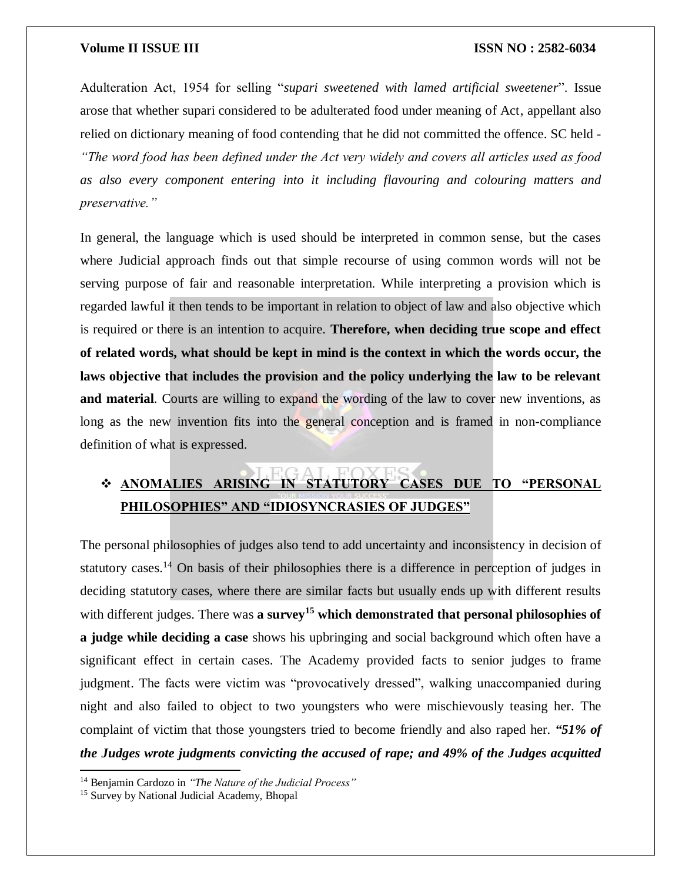Adulteration Act, 1954 for selling "*supari sweetened with lamed artificial sweetener*". Issue arose that whether supari considered to be adulterated food under meaning of Act, appellant also relied on dictionary meaning of food contending that he did not committed the offence. SC held - *"The word food has been defined under the Act very widely and covers all articles used as food as also every component entering into it including flavouring and colouring matters and preservative."*

In general, the language which is used should be interpreted in common sense, but the cases where Judicial approach finds out that simple recourse of using common words will not be serving purpose of fair and reasonable interpretation. While interpreting a provision which is regarded lawful it then tends to be important in relation to object of law and also objective which is required or there is an intention to acquire. **Therefore, when deciding true scope and effect of related words, what should be kept in mind is the context in which the words occur, the laws objective that includes the provision and the policy underlying the law to be relevant and material**. Courts are willing to expand the wording of the law to cover new inventions, as long as the new invention fits into the general conception and is framed in non-compliance definition of what is expressed.

## ❖ ANOMALIES ARISING IN STATUTORY CASES DUE TO "PERSONAL PHILOSOPHIES" AND "IDIOSYNCRASIES OF JUDGES"

The personal philosophies of judges also tend to add uncertainty and inconsistency in decision of statutory cases.[14] On basis of their philosophies there is a difference in perception of judges in deciding statutory cases, where there are similar facts but usually ends up with different results with different judges. There was **a survey[15] which demonstrated that personal philosophies of a judge while deciding a case** shows his upbringing and social background which often have a significant effect in certain cases. The Academy provided facts to senior judges to frame judgment. The facts were victim was "provocatively dressed", walking unaccompanied during night and also failed to object to two youngsters who were mischievously teasing her. The complaint of victim that those youngsters tried to become friendly and also raped her. ***"51% of the Judges wrote judgments convicting the accused of rape; and 49% of the Judges acquitted***

---

[14] Benjamin Cardozo in *"The Nature of the Judicial Process"*

[15] Survey by National Judicial Academy, Bhopal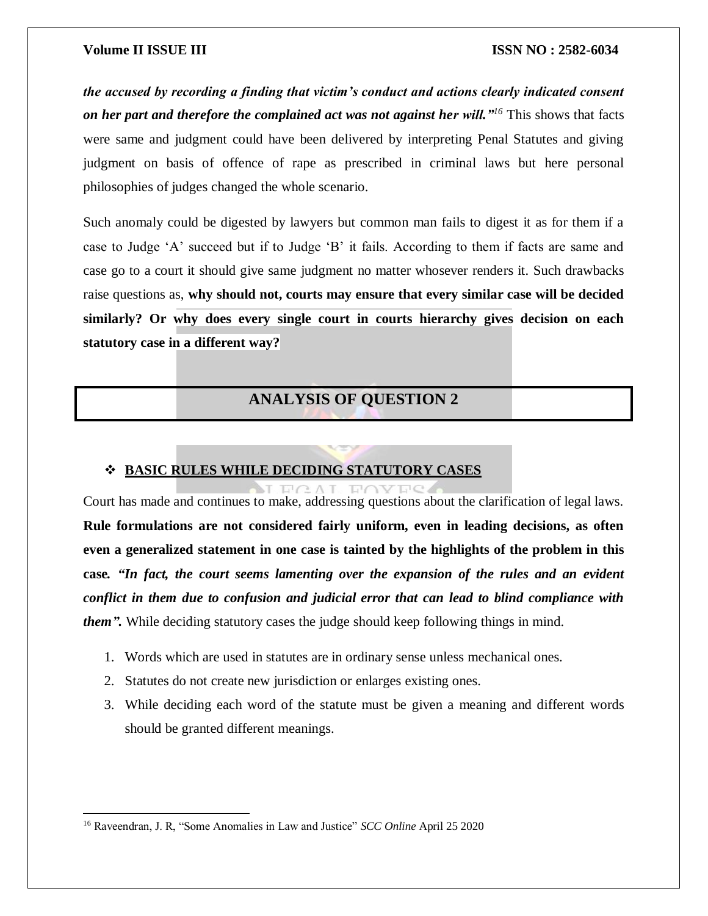***the accused by recording a finding that victim's conduct and actions clearly indicated consent on her part and therefore the complained act was not against her will."***[16] This shows that facts were same and judgment could have been delivered by interpreting Penal Statutes and giving judgment on basis of offence of rape as prescribed in criminal laws but here personal philosophies of judges changed the whole scenario.

Such anomaly could be digested by lawyers but common man fails to digest it as for them if a case to Judge 'A' succeed but if to Judge 'B' it fails. According to them if facts are same and case go to a court it should give same judgment no matter whosever renders it. Such drawbacks raise questions as, **why should not, courts may ensure that every similar case will be decided similarly? Or why does every single court in courts hierarchy gives decision on each statutory case in a different way?**

## ANALYSIS OF QUESTION 2

### ❖ BASIC RULES WHILE DECIDING STATUTORY CASES

Court has made and continues to make, addressing questions about the clarification of legal laws. **Rule formulations are not considered fairly uniform, even in leading decisions, as often even a generalized statement in one case is tainted by the highlights of the problem in this case. *"In fact, the court seems lamenting over the expansion of the rules and an evident conflict in them due to confusion and judicial error that can lead to blind compliance with them".*** While deciding statutory cases the judge should keep following things in mind.

1. Words which are used in statutes are in ordinary sense unless mechanical ones.
2. Statutes do not create new jurisdiction or enlarges existing ones.
3. While deciding each word of the statute must be given a meaning and different words should be granted different meanings.

---

[16] Raveendran, J. R, "Some Anomalies in Law and Justice" *SCC Online* April 25 2020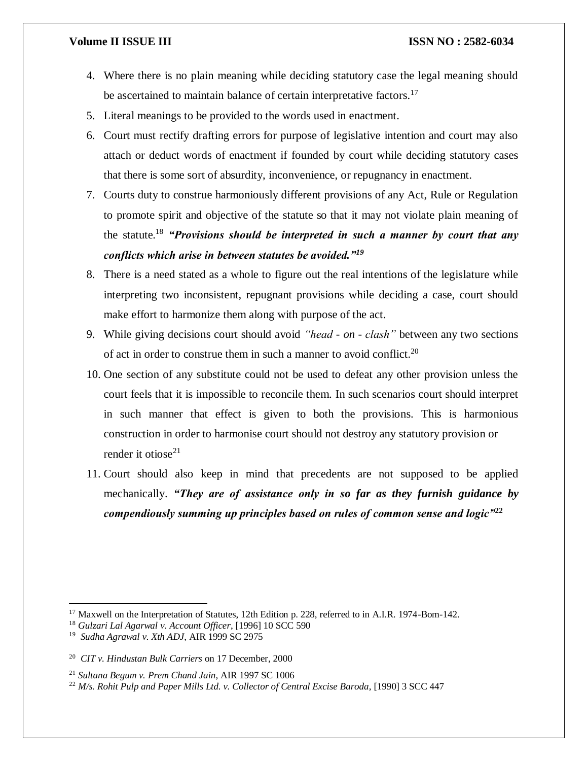4. Where there is no plain meaning while deciding statutory case the legal meaning should be ascertained to maintain balance of certain interpretative factors.[17]
5. Literal meanings to be provided to the words used in enactment.
6. Court must rectify drafting errors for purpose of legislative intention and court may also attach or deduct words of enactment if founded by court while deciding statutory cases that there is some sort of absurdity, inconvenience, or repugnancy in enactment.
7. Courts duty to construe harmoniously different provisions of any Act, Rule or Regulation to promote spirit and objective of the statute so that it may not violate plain meaning of the statute.[18] ***"Provisions should be interpreted in such a manner by court that any conflicts which arise in between statutes be avoided."***[19]
8. There is a need stated as a whole to figure out the real intentions of the legislature while interpreting two inconsistent, repugnant provisions while deciding a case, court should make effort to harmonize them along with purpose of the act.
9. While giving decisions court should avoid *"head - on - clash"* between any two sections of act in order to construe them in such a manner to avoid conflict.[20]
10. One section of any substitute could not be used to defeat any other provision unless the court feels that it is impossible to reconcile them. In such scenarios court should interpret in such manner that effect is given to both the provisions. This is harmonious construction in order to harmonise court should not destroy any statutory provision or render it otiose[21]
11. Court should also keep in mind that precedents are not supposed to be applied mechanically. ***"They are of assistance only in so far as they furnish guidance by compendiously summing up principles based on rules of common sense and logic"***[22]

---

[17] Maxwell on the Interpretation of Statutes, 12th Edition p. 228, referred to in A.I.R. 1974-Bom-142.

[18] *Gulzari Lal Agarwal v. Account Officer*, [1996] 10 SCC 590

[19] *Sudha Agrawal v. Xth ADJ*, AIR 1999 SC 2975

[20] *CIT v. Hindustan Bulk Carriers* on 17 December, 2000

[21] *Sultana Begum v. Prem Chand Jain*, AIR 1997 SC 1006

[22] *M/s. Rohit Pulp and Paper Mills Ltd. v. Collector of Central Excise Baroda*, [1990] 3 SCC 447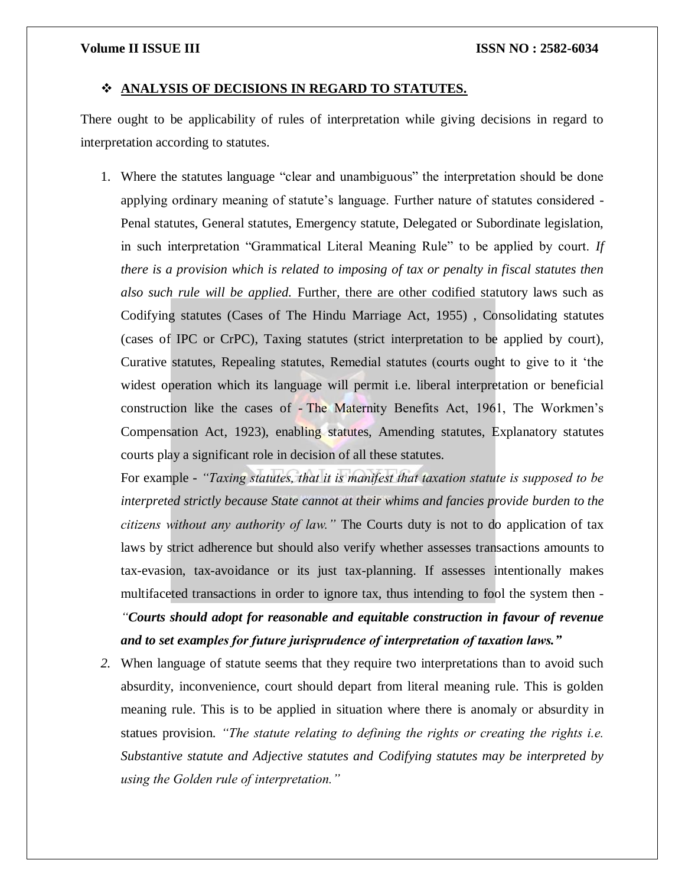- **ANALYSIS OF DECISIONS IN REGARD TO STATUTES.**

There ought to be applicability of rules of interpretation while giving decisions in regard to interpretation according to statutes.

1. Where the statutes language "clear and unambiguous" the interpretation should be done applying ordinary meaning of statute's language. Further nature of statutes considered - Penal statutes, General statutes, Emergency statute, Delegated or Subordinate legislation, in such interpretation "Grammatical Literal Meaning Rule" to be applied by court. *If there is a provision which is related to imposing of tax or penalty in fiscal statutes then also such rule will be applied.* Further, there are other codified statutory laws such as Codifying statutes (Cases of The Hindu Marriage Act, 1955) , Consolidating statutes (cases of IPC or CrPC), Taxing statutes (strict interpretation to be applied by court), Curative statutes, Repealing statutes, Remedial statutes (courts ought to give to it 'the widest operation which its language will permit i.e. liberal interpretation or beneficial construction like the cases of - The Maternity Benefits Act, 1961, The Workmen's Compensation Act, 1923), enabling statutes, Amending statutes, Explanatory statutes courts play a significant role in decision of all these statutes.

   For example - *"Taxing statutes, that it is manifest that taxation statute is supposed to be interpreted strictly because State cannot at their whims and fancies provide burden to the citizens without any authority of law."* The Courts duty is not to do application of tax laws by strict adherence but should also verify whether assesses transactions amounts to tax-evasion, tax-avoidance or its just tax-planning. If assesses intentionally makes multifaceted transactions in order to ignore tax, thus intending to fool the system then - ***"Courts should adopt for reasonable and equitable construction in favour of revenue and to set examples for future jurisprudence of interpretation of taxation laws."***

2. When language of statute seems that they require two interpretations than to avoid such absurdity, inconvenience, court should depart from literal meaning rule. This is golden meaning rule. This is to be applied in situation where there is anomaly or absurdity in statues provision. *"The statute relating to defining the rights or creating the rights i.e. Substantive statute and Adjective statutes and Codifying statutes may be interpreted by using the Golden rule of interpretation."*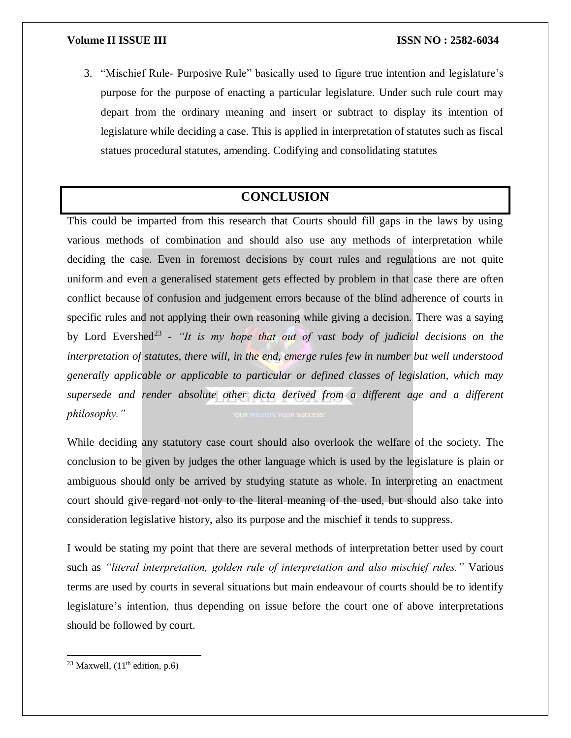3. "Mischief Rule- Purposive Rule" basically used to figure true intention and legislature's purpose for the purpose of enacting a particular legislature. Under such rule court may depart from the ordinary meaning and insert or subtract to display its intention of legislature while deciding a case. This is applied in interpretation of statutes such as fiscal statues procedural statutes, amending. Codifying and consolidating statutes

## CONCLUSION

This could be imparted from this research that Courts should fill gaps in the laws by using various methods of combination and should also use any methods of interpretation while deciding the case. Even in foremost decisions by court rules and regulations are not quite uniform and even a generalised statement gets effected by problem in that case there are often conflict because of confusion and judgement errors because of the blind adherence of courts in specific rules and not applying their own reasoning while giving a decision. There was a saying by Lord Evershed[23] - *"It is my hope that out of vast body of judicial decisions on the interpretation of statutes, there will, in the end, emerge rules few in number but well understood generally applicable or applicable to particular or defined classes of legislation, which may supersede and render absolute other dicta derived from a different age and a different philosophy."*

While deciding any statutory case court should also overlook the welfare of the society. The conclusion to be given by judges the other language which is used by the legislature is plain or ambiguous should only be arrived by studying statute as whole. In interpreting an enactment court should give regard not only to the literal meaning of the used, but should also take into consideration legislative history, also its purpose and the mischief it tends to suppress.

I would be stating my point that there are several methods of interpretation better used by court such as *"literal interpretation, golden rule of interpretation and also mischief rules."* Various terms are used by courts in several situations but main endeavour of courts should be to identify legislature's intention, thus depending on issue before the court one of above interpretations should be followed by court.

---

[23] Maxwell, (11th edition, p.6)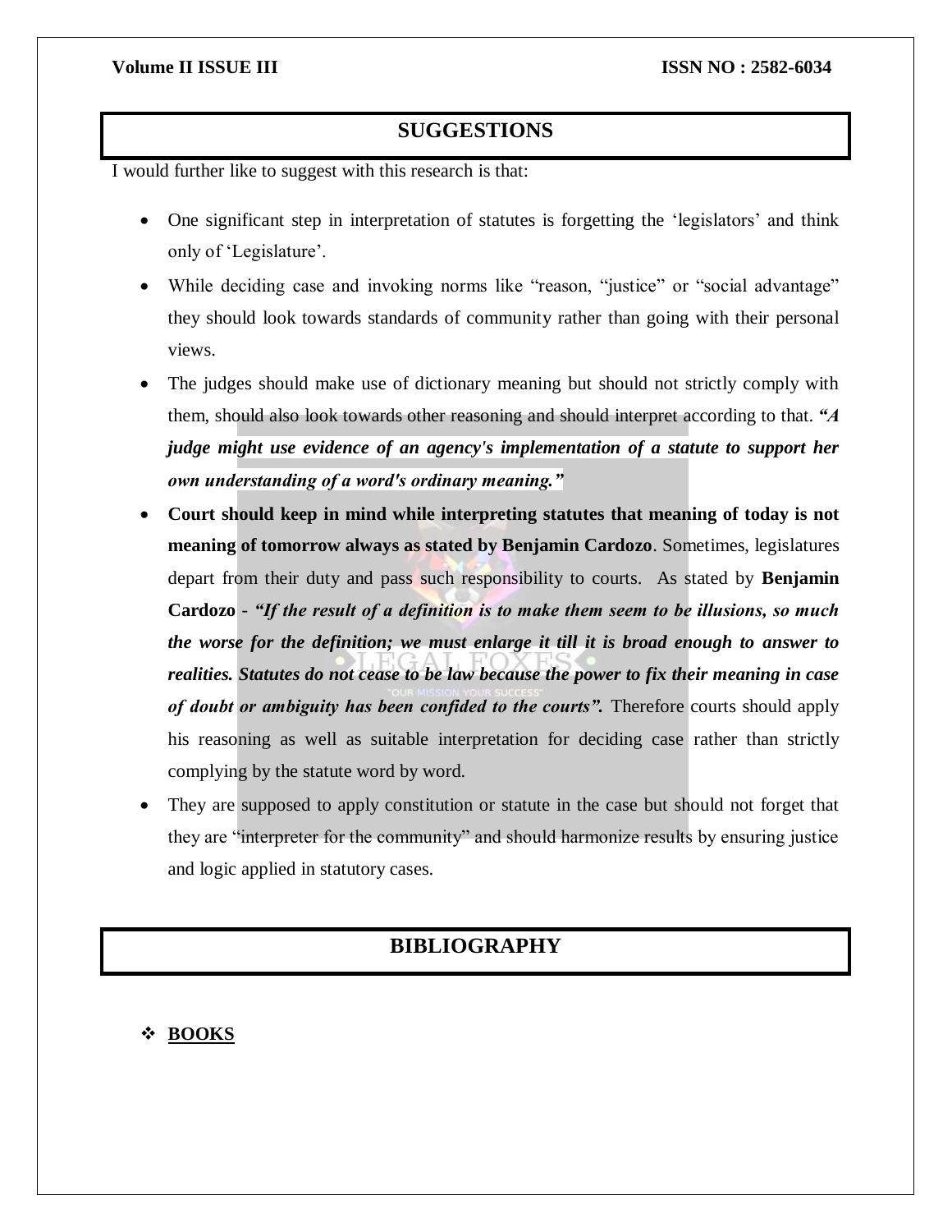## SUGGESTIONS

I would further like to suggest with this research is that:

- One significant step in interpretation of statutes is forgetting the 'legislators' and think only of 'Legislature'.
- While deciding case and invoking norms like "reason, "justice" or "social advantage" they should look towards standards of community rather than going with their personal views.
- The judges should make use of dictionary meaning but should not strictly comply with them, should also look towards other reasoning and should interpret according to that. ***"A judge might use evidence of an agency's implementation of a statute to support her own understanding of a word's ordinary meaning."***
- **Court should keep in mind while interpreting statutes that meaning of today is not meaning of tomorrow always as stated by Benjamin Cardozo**. Sometimes, legislatures depart from their duty and pass such responsibility to courts. As stated by **Benjamin Cardozo** - ***"If the result of a definition is to make them seem to be illusions, so much the worse for the definition; we must enlarge it till it is broad enough to answer to realities. Statutes do not cease to be law because the power to fix their meaning in case of doubt or ambiguity has been confided to the courts".*** Therefore courts should apply his reasoning as well as suitable interpretation for deciding case rather than strictly complying by the statute word by word.
- They are supposed to apply constitution or statute in the case but should not forget that they are "interpreter for the community" and should harmonize results by ensuring justice and logic applied in statutory cases.

## BIBLIOGRAPHY

- **BOOKS**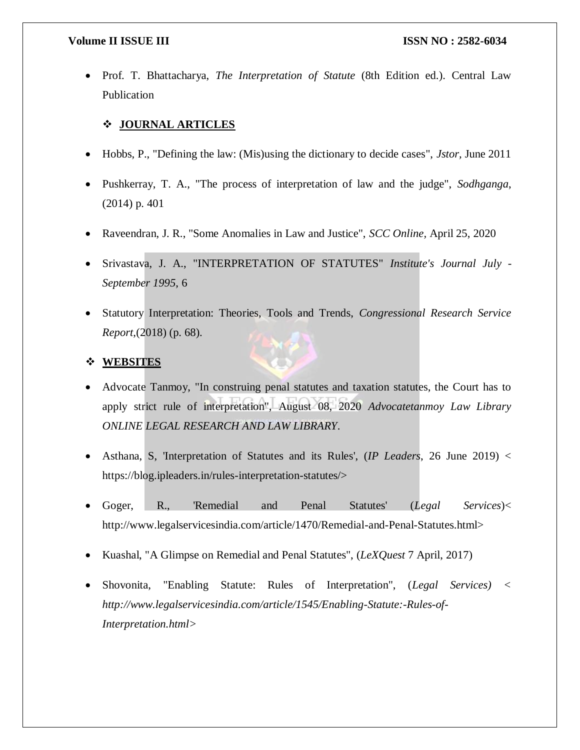- Prof. T. Bhattacharya, *The Interpretation of Statute* (8th Edition ed.). Central Law Publication

❖ **JOURNAL ARTICLES**

- Hobbs, P., "Defining the law: (Mis)using the dictionary to decide cases", *Jstor*, June 2011
- Pushkerray, T. A., "The process of interpretation of law and the judge", *Sodhganga*, (2014) p. 401
- Raveendran, J. R., "Some Anomalies in Law and Justice", *SCC Online*, April 25, 2020
- Srivastava, J. A., "INTERPRETATION OF STATUTES" *Institute's Journal July - September 1995*, 6
- Statutory Interpretation: Theories, Tools and Trends, *Congressional Research Service Report*,(2018) (p. 68).

❖ **WEBSITES**

- Advocate Tanmoy, "In construing penal statutes and taxation statutes, the Court has to apply strict rule of interpretation", August 08, 2020 *Advocatetanmoy Law Library ONLINE LEGAL RESEARCH AND LAW LIBRARY*.
- Asthana, S, 'Interpretation of Statutes and its Rules', (*IP Leaders*, 26 June 2019) < https://blog.ipleaders.in/rules-interpretation-statutes/>
- Goger, R., 'Remedial and Penal Statutes' (*Legal Services*)< http://www.legalservicesindia.com/article/1470/Remedial-and-Penal-Statutes.html>
- Kuashal, "A Glimpse on Remedial and Penal Statutes", (*LeXQuest* 7 April, 2017)
- Shovonita, "Enabling Statute: Rules of Interpretation", (*Legal Services) < http://www.legalservicesindia.com/article/1545/Enabling-Statute:-Rules-of-Interpretation.html>*